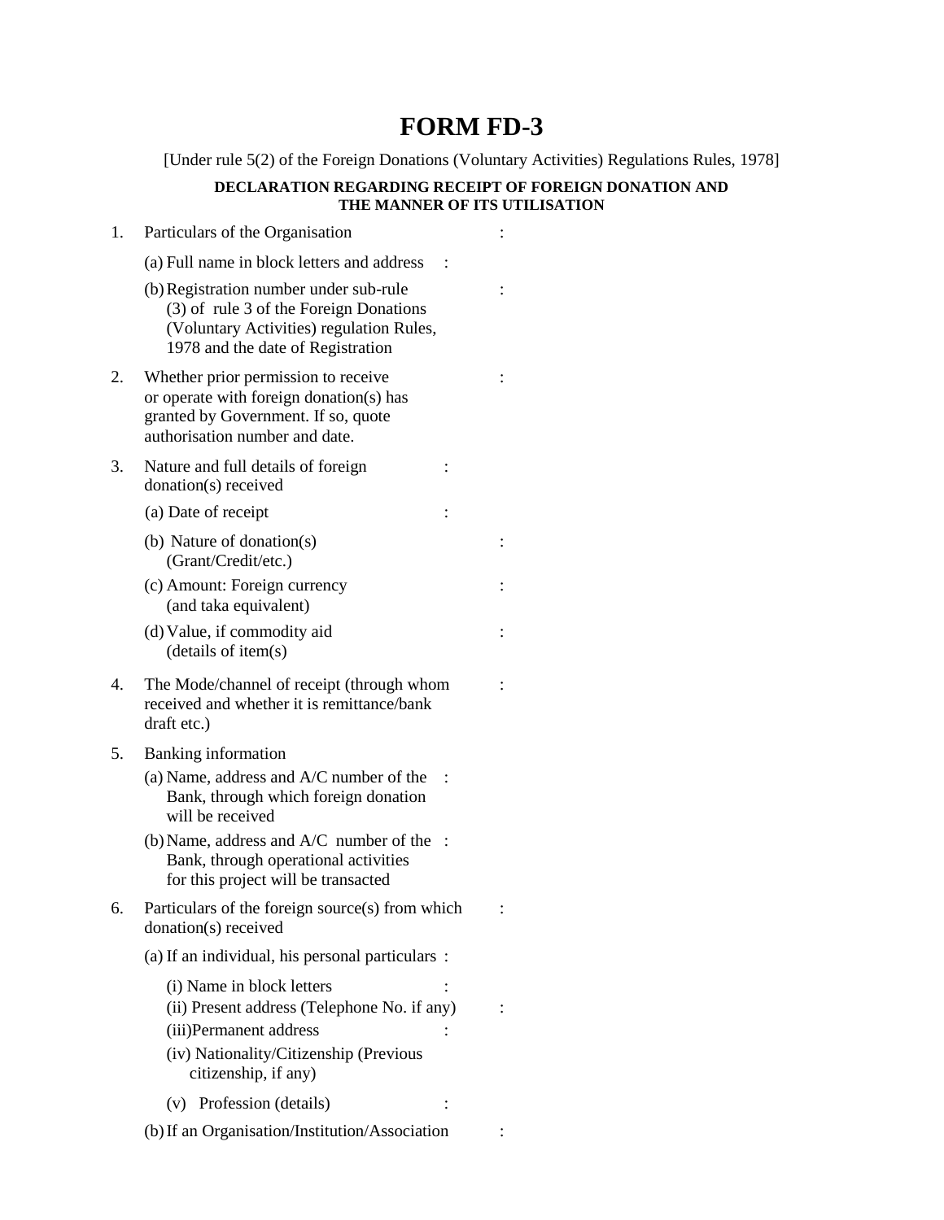# FORM FD-3

[Under rule 5(2) of the Foreign Donations (Voluntary Activities) Regulations Rules, 1978]

**DECLARATION REGARDING RECEIPT OF FOREIGN DONATION AND THE MANNER OF ITS UTILISATION**

1. Particulars of the Organisation :
   (a) Full name in block letters and address :
   (b) Registration number under sub-rule (3) of rule 3 of the Foreign Donations (Voluntary Activities) regulation Rules, 1978 and the date of Registration :

2. Whether prior permission to receive or operate with foreign donation(s) has granted by Government. If so, quote authorisation number and date. :

3. Nature and full details of foreign donation(s) received :
   (a) Date of receipt :
   (b) Nature of donation(s) (Grant/Credit/etc.) :
   (c) Amount: Foreign currency (and taka equivalent) :
   (d) Value, if commodity aid (details of item(s) :

4. The Mode/channel of receipt (through whom received and whether it is remittance/bank draft etc.) :

5. Banking information
   (a) Name, address and A/C number of the Bank, through which foreign donation will be received :
   (b) Name, address and A/C number of the Bank, through operational activities for this project will be transacted :

6. Particulars of the foreign source(s) from which donation(s) received :
   (a) If an individual, his personal particulars :
      (i) Name in block letters :
      (ii) Present address (Telephone No. if any) :
      (iii) Permanent address :
      (iv) Nationality/Citizenship (Previous citizenship, if any)
      (v) Profession (details) :
   (b) If an Organisation/Institution/Association :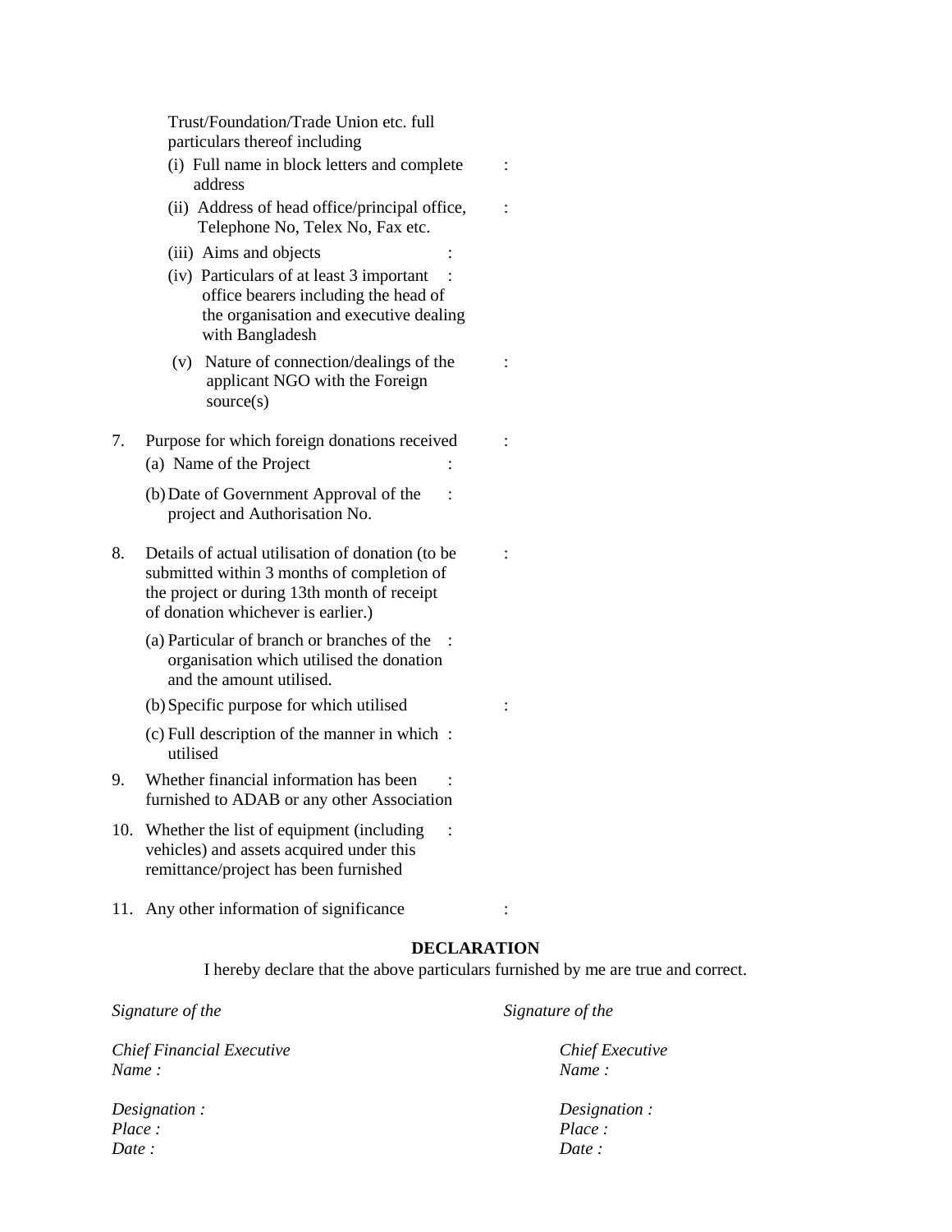Trust/Foundation/Trade Union etc. full particulars thereof including

(i) Full name in block letters and complete address :

(ii) Address of head office/principal office, Telephone No, Telex No, Fax etc. :

(iii) Aims and objects :

(iv) Particulars of at least 3 important office bearers including the head of the organisation and executive dealing with Bangladesh :

(v) Nature of connection/dealings of the applicant NGO with the Foreign source(s) :

7. Purpose for which foreign donations received :

   (a) Name of the Project :

   (b) Date of Government Approval of the project and Authorisation No. :

8. Details of actual utilisation of donation (to be submitted within 3 months of completion of the project or during 13th month of receipt of donation whichever is earlier.) :

   (a) Particular of branch or branches of the organisation which utilised the donation and the amount utilised. :

   (b) Specific purpose for which utilised :

   (c) Full description of the manner in which utilised :

9. Whether financial information has been furnished to ADAB or any other Association :

10. Whether the list of equipment (including vehicles) and assets acquired under this remittance/project has been furnished :

11. Any other information of significance :

**DECLARATION**

I hereby declare that the above particulars furnished by me are true and correct.

*Signature of the*

*Chief Financial Executive*
*Name :*

*Designation :*
*Place :*
*Date :*

*Signature of the*

*Chief Executive*
*Name :*

*Designation :*
*Place :*
*Date :*